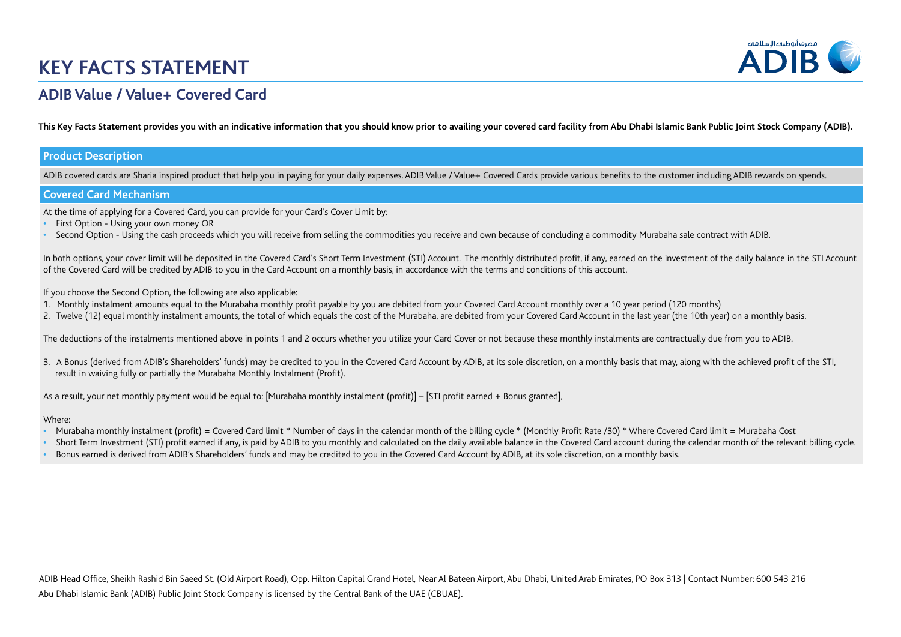# KEY FACTS STATEMENT

## ADIB Value / Value+ Covered Card

**This Key Facts Statement provides you with an indicative information that you should know prior to availing your covered card facility from Abu Dhabi Islamic Bank Public Joint Stock Company (ADIB).**

### Product Description

ADIB covered cards are Sharia inspired product that help you in paying for your daily expenses. ADIB Value / Value+ Covered Cards provide various benefits to the customer including ADIB rewards on spends.

### Covered Card Mechanism

At the time of applying for a Covered Card, you can provide for your Card's Cover Limit by:

- First Option - Using your own money OR
- Second Option - Using the cash proceeds which you will receive from selling the commodities you receive and own because of concluding a commodity Murabaha sale contract with ADIB.

In both options, your cover limit will be deposited in the Covered Card's Short Term Investment (STI) Account. The monthly distributed profit, if any, earned on the investment of the daily balance in the STI Account of the Covered Card will be credited by ADIB to you in the Card Account on a monthly basis, in accordance with the terms and conditions of this account.

If you choose the Second Option, the following are also applicable:

1. Monthly instalment amounts equal to the Murabaha monthly profit payable by you are debited from your Covered Card Account monthly over a 10 year period (120 months)
2. Twelve (12) equal monthly instalment amounts, the total of which equals the cost of the Murabaha, are debited from your Covered Card Account in the last year (the 10th year) on a monthly basis.

The deductions of the instalments mentioned above in points 1 and 2 occurs whether you utilize your Card Cover or not because these monthly instalments are contractually due from you to ADIB.

3. A Bonus (derived from ADIB's Shareholders' funds) may be credited to you in the Covered Card Account by ADIB, at its sole discretion, on a monthly basis that may, along with the achieved profit of the STI, result in waiving fully or partially the Murabaha Monthly Instalment (Profit).

As a result, your net monthly payment would be equal to: [Murabaha monthly instalment (profit)] – [STI profit earned + Bonus granted],

Where:

- Murabaha monthly instalment (profit) = Covered Card limit * Number of days in the calendar month of the billing cycle * (Monthly Profit Rate /30) * Where Covered Card limit = Murabaha Cost
- Short Term Investment (STI) profit earned if any, is paid by ADIB to you monthly and calculated on the daily available balance in the Covered Card account during the calendar month of the relevant billing cycle.
- Bonus earned is derived from ADIB's Shareholders' funds and may be credited to you in the Covered Card Account by ADIB, at its sole discretion, on a monthly basis.

ADIB Head Office, Sheikh Rashid Bin Saeed St. (Old Airport Road), Opp. Hilton Capital Grand Hotel, Near Al Bateen Airport, Abu Dhabi, United Arab Emirates, PO Box 313 | Contact Number: 600 543 216

Abu Dhabi Islamic Bank (ADIB) Public Joint Stock Company is licensed by the Central Bank of the UAE (CBUAE).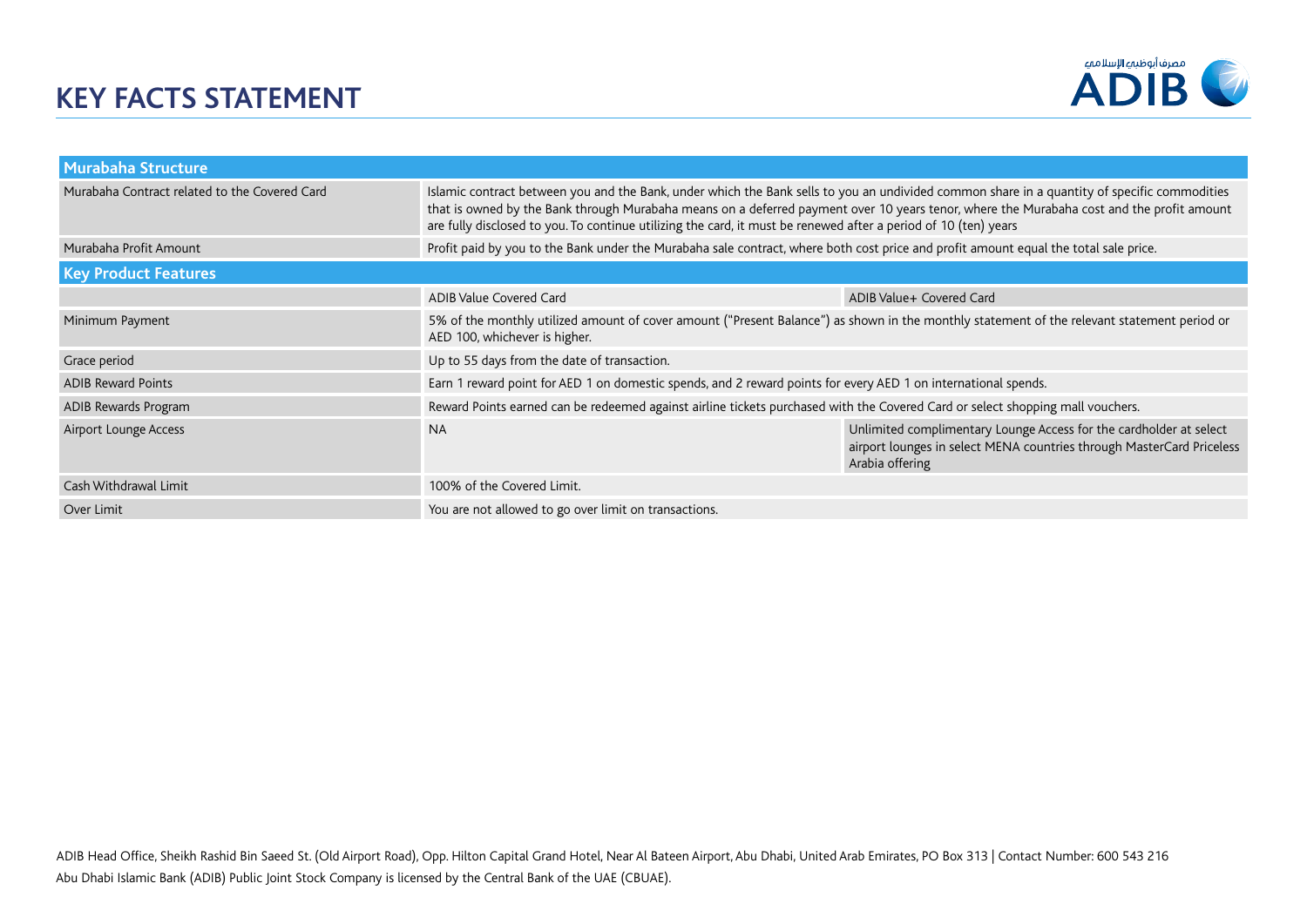# KEY FACTS STATEMENT

| Murabaha Structure | | |
|---|---|---|
| Murabaha Contract related to the Covered Card | Islamic contract between you and the Bank, under which the Bank sells to you an undivided common share in a quantity of specific commodities that is owned by the Bank through Murabaha means on a deferred payment over 10 years tenor, where the Murabaha cost and the profit amount are fully disclosed to you. To continue utilizing the card, it must be renewed after a period of 10 (ten) years | |
| Murabaha Profit Amount | Profit paid by you to the Bank under the Murabaha sale contract, where both cost price and profit amount equal the total sale price. | |
| **Key Product Features** | | |
| | ADIB Value Covered Card | ADIB Value+ Covered Card |
| Minimum Payment | 5% of the monthly utilized amount of cover amount ("Present Balance") as shown in the monthly statement of the relevant statement period or AED 100, whichever is higher. | |
| Grace period | Up to 55 days from the date of transaction. | |
| ADIB Reward Points | Earn 1 reward point for AED 1 on domestic spends, and 2 reward points for every AED 1 on international spends. | |
| ADIB Rewards Program | Reward Points earned can be redeemed against airline tickets purchased with the Covered Card or select shopping mall vouchers. | |
| Airport Lounge Access | NA | Unlimited complimentary Lounge Access for the cardholder at select airport lounges in select MENA countries through MasterCard Priceless Arabia offering |
| Cash Withdrawal Limit | 100% of the Covered Limit. | |
| Over Limit | You are not allowed to go over limit on transactions. | |

ADIB Head Office, Sheikh Rashid Bin Saeed St. (Old Airport Road), Opp. Hilton Capital Grand Hotel, Near Al Bateen Airport, Abu Dhabi, United Arab Emirates, PO Box 313 | Contact Number: 600 543 216

Abu Dhabi Islamic Bank (ADIB) Public Joint Stock Company is licensed by the Central Bank of the UAE (CBUAE).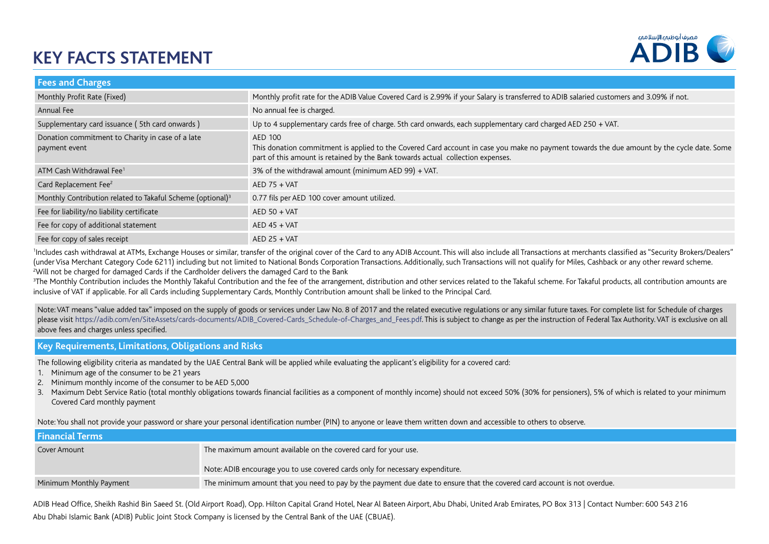# KEY FACTS STATEMENT

## Fees and Charges

| Fees and Charges | |
|---|---|
| Monthly Profit Rate (Fixed) | Monthly profit rate for the ADIB Value Covered Card is 2.99% if your Salary is transferred to ADIB salaried customers and 3.09% if not. |
| Annual Fee | No annual fee is charged. |
| Supplementary card issuance ( 5th card onwards ) | Up to 4 supplementary cards free of charge. 5th card onwards, each supplementary card charged AED 250 + VAT. |
| Donation commitment to Charity in case of a late payment event | AED 100<br>This donation commitment is applied to the Covered Card account in case you make no payment towards the due amount by the cycle date. Some part of this amount is retained by the Bank towards actual collection expenses. |
| ATM Cash Withdrawal Fee[1] | 3% of the withdrawal amount (minimum AED 99) + VAT. |
| Card Replacement Fee[2] | AED 75 + VAT |
| Monthly Contribution related to Takaful Scheme (optional)[3] | 0.77 fils per AED 100 cover amount utilized. |
| Fee for liability/no liability certificate | AED 50 + VAT |
| Fee for copy of additional statement | AED 45 + VAT |
| Fee for copy of sales receipt | AED 25 + VAT |

[1]Includes cash withdrawal at ATMs, Exchange Houses or similar, transfer of the original cover of the Card to any ADIB Account. This will also include all Transactions at merchants classified as "Security Brokers/Dealers" (under Visa Merchant Category Code 6211) including but not limited to National Bonds Corporation Transactions. Additionally, such Transactions will not qualify for Miles, Cashback or any other reward scheme.
[2]Will not be charged for damaged Cards if the Cardholder delivers the damaged Card to the Bank
[3]The Monthly Contribution includes the Monthly Takaful Contribution and the fee of the arrangement, distribution and other services related to the Takaful scheme. For Takaful products, all contribution amounts are inclusive of VAT if applicable. For all Cards including Supplementary Cards, Monthly Contribution amount shall be linked to the Principal Card.

Note: VAT means "value added tax" imposed on the supply of goods or services under Law No. 8 of 2017 and the related executive regulations or any similar future taxes. For complete list for Schedule of charges please visit https://adib.com/en/SiteAssets/cards-documents/ADIB_Covered-Cards_Schedule-of-Charges_and_Fees.pdf. This is subject to change as per the instruction of Federal Tax Authority. VAT is exclusive on all above fees and charges unless specified.

## Key Requirements, Limitations, Obligations and Risks

The following eligibility criteria as mandated by the UAE Central Bank will be applied while evaluating the applicant's eligibility for a covered card:

1. Minimum age of the consumer to be 21 years
2. Minimum monthly income of the consumer to be AED 5,000
3. Maximum Debt Service Ratio (total monthly obligations towards financial facilities as a component of monthly income) should not exceed 50% (30% for pensioners), 5% of which is related to your minimum Covered Card monthly payment

Note: You shall not provide your password or share your personal identification number (PIN) to anyone or leave them written down and accessible to others to observe.

## Financial Terms

| Financial Terms | |
|---|---|
| Cover Amount | The maximum amount available on the covered card for your use.<br><br>Note: ADIB encourage you to use covered cards only for necessary expenditure. |
| Minimum Monthly Payment | The minimum amount that you need to pay by the payment due date to ensure that the covered card account is not overdue. |

ADIB Head Office, Sheikh Rashid Bin Saeed St. (Old Airport Road), Opp. Hilton Capital Grand Hotel, Near Al Bateen Airport, Abu Dhabi, United Arab Emirates, PO Box 313 | Contact Number: 600 543 216

Abu Dhabi Islamic Bank (ADIB) Public Joint Stock Company is licensed by the Central Bank of the UAE (CBUAE).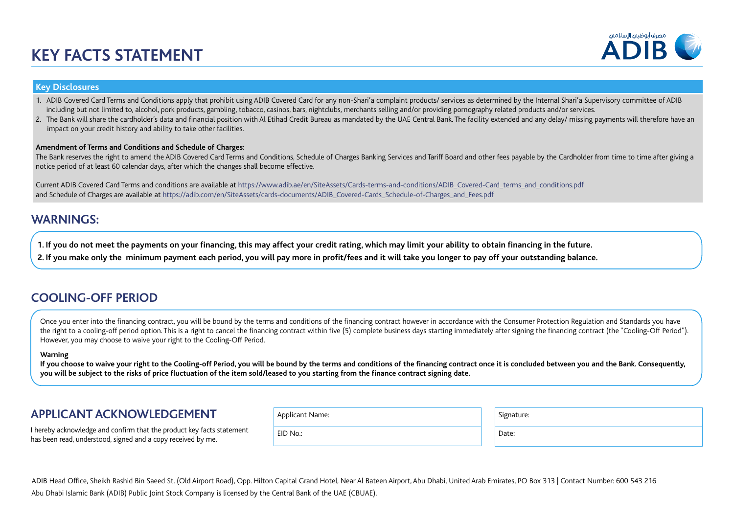# KEY FACTS STATEMENT

## Key Disclosures

1. ADIB Covered Card Terms and Conditions apply that prohibit using ADIB Covered Card for any non-Shari'a complaint products/ services as determined by the Internal Shari'a Supervisory committee of ADIB including but not limited to, alcohol, pork products, gambling, tobacco, casinos, bars, nightclubs, merchants selling and/or providing pornography related products and/or services.
2. The Bank will share the cardholder's data and financial position with Al Etihad Credit Bureau as mandated by the UAE Central Bank. The facility extended and any delay/ missing payments will therefore have an impact on your credit history and ability to take other facilities.

**Amendment of Terms and Conditions and Schedule of Charges:**

The Bank reserves the right to amend the ADIB Covered Card Terms and Conditions, Schedule of Charges Banking Services and Tariff Board and other fees payable by the Cardholder from time to time after giving a notice period of at least 60 calendar days, after which the changes shall become effective.

Current ADIB Covered Card Terms and conditions are available at https://www.adib.ae/en/SiteAssets/Cards-terms-and-conditions/ADIB_Covered-Card_terms_and_conditions.pdf and Schedule of Charges are available at https://adib.com/en/SiteAssets/cards-documents/ADIB_Covered-Cards_Schedule-of-Charges_and_Fees.pdf

## WARNINGS:

**1. If you do not meet the payments on your financing, this may affect your credit rating, which may limit your ability to obtain financing in the future.**

**2. If you make only the minimum payment each period, you will pay more in profit/fees and it will take you longer to pay off your outstanding balance.**

## COOLING-OFF PERIOD

Once you enter into the financing contract, you will be bound by the terms and conditions of the financing contract however in accordance with the Consumer Protection Regulation and Standards you have the right to a cooling-off period option. This is a right to cancel the financing contract within five (5) complete business days starting immediately after signing the financing contract (the "Cooling-Off Period"). However, you may choose to waive your right to the Cooling-Off Period.

**Warning**

**If you choose to waive your right to the Cooling-off Period, you will be bound by the terms and conditions of the financing contract once it is concluded between you and the Bank. Consequently, you will be subject to the risks of price fluctuation of the item sold/leased to you starting from the finance contract signing date.**

## APPLICANT ACKNOWLEDGEMENT

I hereby acknowledge and confirm that the product key facts statement has been read, understood, signed and a copy received by me.

| | |
|---|---|
| Applicant Name: | Signature: |
| EID No.: | Date: |

ADIB Head Office, Sheikh Rashid Bin Saeed St. (Old Airport Road), Opp. Hilton Capital Grand Hotel, Near Al Bateen Airport, Abu Dhabi, United Arab Emirates, PO Box 313 | Contact Number: 600 543 216

Abu Dhabi Islamic Bank (ADIB) Public Joint Stock Company is licensed by the Central Bank of the UAE (CBUAE).